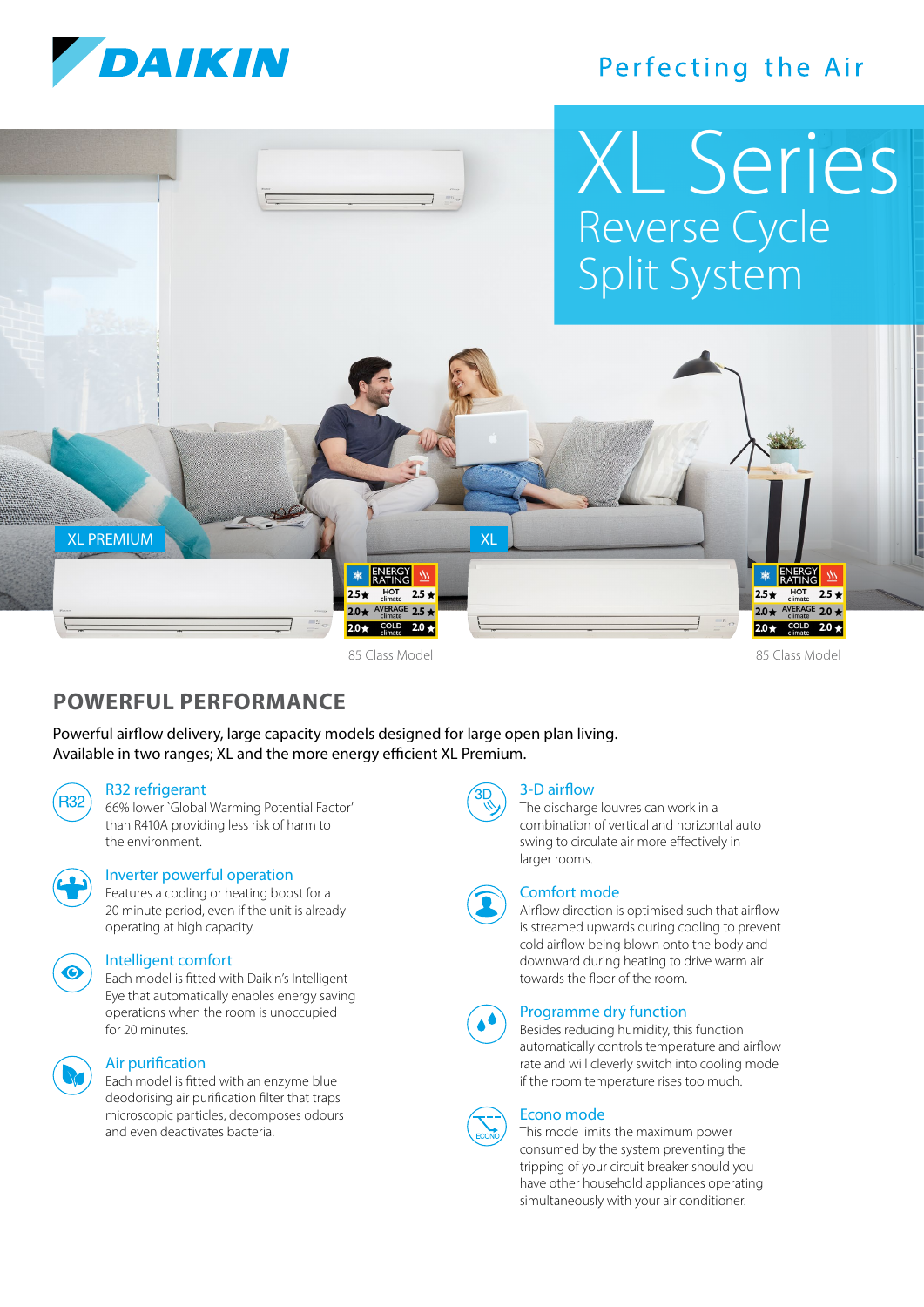# DAIKIN

Perfecting the Air

# XL Series

## Reverse Cycle Split System

XL PREMIUM

| ENERGY RATING (cooling) | Climate | ENERGY RATING (heating) |
|---|---|---|
| 2.5★ | HOT climate | 2.5★ |
| 2.0★ | AVERAGE climate | 2.5★ |
| 2.0★ | COLD climate | 2.0★ |

85 Class Model

XL

| ENERGY RATING (cooling) | Climate | ENERGY RATING (heating) |
|---|---|---|
| 2.5★ | HOT climate | 2.5★ |
| 2.0★ | AVERAGE climate | 2.0★ |
| 2.0★ | COLD climate | 2.0★ |

85 Class Model

## POWERFUL PERFORMANCE

Powerful airflow delivery, large capacity models designed for large open plan living.
Available in two ranges; XL and the more energy efficient XL Premium.

### R32 refrigerant

66% lower `Global Warming Potential Factor' than R410A providing less risk of harm to the environment.

### Inverter powerful operation

Features a cooling or heating boost for a 20 minute period, even if the unit is already operating at high capacity.

### Intelligent comfort

Each model is fitted with Daikin's Intelligent Eye that automatically enables energy saving operations when the room is unoccupied for 20 minutes.

### Air purification

Each model is fitted with an enzyme blue deodorising air purification filter that traps microscopic particles, decomposes odours and even deactivates bacteria.

### 3-D airflow

The discharge louvres can work in a combination of vertical and horizontal auto swing to circulate air more effectively in larger rooms.

### Comfort mode

Airflow direction is optimised such that airflow is streamed upwards during cooling to prevent cold airflow being blown onto the body and downward during heating to drive warm air towards the floor of the room.

### Programme dry function

Besides reducing humidity, this function automatically controls temperature and airflow rate and will cleverly switch into cooling mode if the room temperature rises too much.

### Econo mode

This mode limits the maximum power consumed by the system preventing the tripping of your circuit breaker should you have other household appliances operating simultaneously with your air conditioner.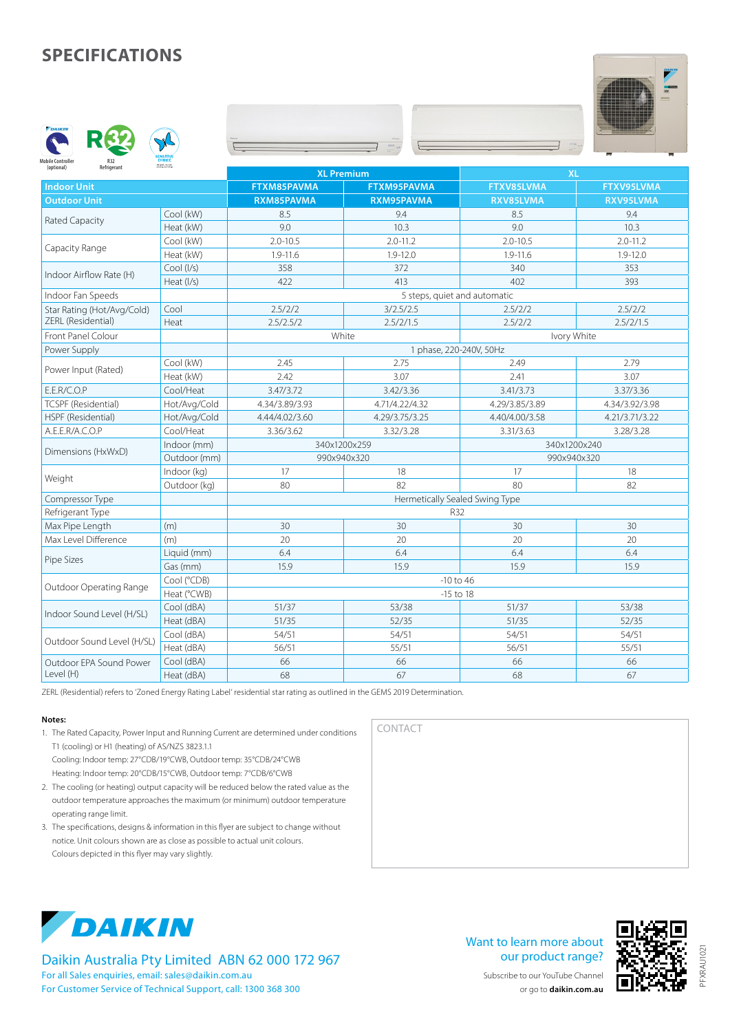# SPECIFICATIONS

Mobile Controller (optional)

R32 Refrigerant

| | | XL Premium | | XL | |
|---|---|---|---|---|---|
| **Indoor Unit** | | **FTXM85PAVMA** | **FTXM95PAVMA** | **FTXV85LVMA** | **FTXV95LVMA** |
| **Outdoor Unit** | | **RXM85PAVMA** | **RXM95PAVMA** | **RXV85LVMA** | **RXV95LVMA** |
| Rated Capacity | Cool (kW) | 8.5 | 9.4 | 8.5 | 9.4 |
| | Heat (kW) | 9.0 | 10.3 | 9.0 | 10.3 |
| Capacity Range | Cool (kW) | 2.0-10.5 | 2.0-11.2 | 2.0-10.5 | 2.0-11.2 |
| | Heat (kW) | 1.9-11.6 | 1.9-12.0 | 1.9-11.6 | 1.9-12.0 |
| Indoor Airflow Rate (H) | Cool (l/s) | 358 | 372 | 340 | 353 |
| | Heat (l/s) | 422 | 413 | 402 | 393 |
| Indoor Fan Speeds | | 5 steps, quiet and automatic | | | |
| Star Rating (Hot/Avg/Cold) ZERL (Residential) | Cool | 2.5/2/2 | 3/2.5/2.5 | 2.5/2/2 | 2.5/2/2 |
| | Heat | 2.5/2.5/2 | 2.5/2/1.5 | 2.5/2/2 | 2.5/2/1.5 |
| Front Panel Colour | | White | | Ivory White | |
| Power Supply | | 1 phase, 220-240V, 50Hz | | | |
| Power Input (Rated) | Cool (kW) | 2.45 | 2.75 | 2.49 | 2.79 |
| | Heat (kW) | 2.42 | 3.07 | 2.41 | 3.07 |
| E.E.R/C.O.P | Cool/Heat | 3.47/3.72 | 3.42/3.36 | 3.41/3.73 | 3.37/3.36 |
| TCSPF (Residential) | Hot/Avg/Cold | 4.34/3.89/3.93 | 4.71/4.22/4.32 | 4.29/3.85/3.89 | 4.34/3.92/3.98 |
| HSPF (Residential) | Hot/Avg/Cold | 4.44/4.02/3.60 | 4.29/3.75/3.25 | 4.40/4.00/3.58 | 4.21/3.71/3.22 |
| A.E.E.R/A.C.O.P | Cool/Heat | 3.36/3.62 | 3.32/3.28 | 3.31/3.63 | 3.28/3.28 |
| Dimensions (HxWxD) | Indoor (mm) | 340x1200x259 | | 340x1200x240 | |
| | Outdoor (mm) | 990x940x320 | | 990x940x320 | |
| Weight | Indoor (kg) | 17 | 18 | 17 | 18 |
| | Outdoor (kg) | 80 | 82 | 80 | 82 |
| Compressor Type | | Hermetically Sealed Swing Type | | | |
| Refrigerant Type | | R32 | | | |
| Max Pipe Length | (m) | 30 | 30 | 30 | 30 |
| Max Level Difference | (m) | 20 | 20 | 20 | 20 |
| Pipe Sizes | Liquid (mm) | 6.4 | 6.4 | 6.4 | 6.4 |
| | Gas (mm) | 15.9 | 15.9 | 15.9 | 15.9 |
| Outdoor Operating Range | Cool (°CDB) | -10 to 46 | | | |
| | Heat (°CWB) | -15 to 18 | | | |
| Indoor Sound Level (H/SL) | Cool (dBA) | 51/37 | 53/38 | 51/37 | 53/38 |
| | Heat (dBA) | 51/35 | 52/35 | 51/35 | 52/35 |
| Outdoor Sound Level (H/SL) | Cool (dBA) | 54/51 | 54/51 | 54/51 | 54/51 |
| | Heat (dBA) | 56/51 | 55/51 | 56/51 | 55/51 |
| Outdoor EPA Sound Power Level (H) | Cool (dBA) | 66 | 66 | 66 | 66 |
| | Heat (dBA) | 68 | 67 | 68 | 67 |

ZERL (Residential) refers to 'Zoned Energy Rating Label' residential star rating as outlined in the GEMS 2019 Determination.

**Notes:**

1. The Rated Capacity, Power Input and Running Current are determined under conditions T1 (cooling) or H1 (heating) of AS/NZS 3823.1.1
   Cooling: Indoor temp: 27°CDB/19°CWB, Outdoor temp: 35°CDB/24°CWB
   Heating: Indoor temp: 20°CDB/15°CWB, Outdoor temp: 7°CDB/6°CWB
2. The cooling (or heating) output capacity will be reduced below the rated value as the outdoor temperature approaches the maximum (or minimum) outdoor temperature operating range limit.
3. The specifications, designs & information in this flyer are subject to change without notice. Unit colours shown are as close as possible to actual unit colours. Colours depicted in this flyer may vary slightly.

CONTACT

DAIKIN

Daikin Australia Pty Limited ABN 62 000 172 967

For all Sales enquiries, email: sales@daikin.com.au

For Customer Service of Technical Support, call: 1300 368 300

Want to learn more about our product range?

Subscribe to our YouTube Channel or go to **daikin.com.au**

PFXRAU1021